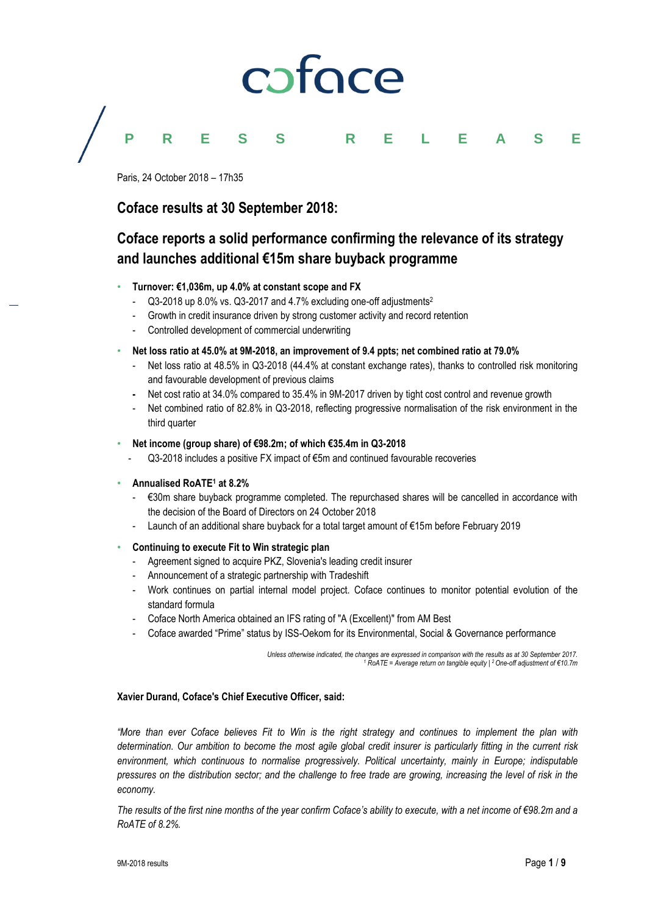# coface

**PRESS RELEASE**

Paris, 24 October 2018 – 17h35

## Coface results at 30 September 2018:

## Coface reports a solid performance confirming the relevance of its strategy and launches additional €15m share buyback programme

- **Turnover: €1,036m, up 4.0% at constant scope and FX**
  - Q3-2018 up 8.0% vs. Q3-2017 and 4.7% excluding one-off adjustments[2]
  - Growth in credit insurance driven by strong customer activity and record retention
  - Controlled development of commercial underwriting
- **Net loss ratio at 45.0% at 9M-2018, an improvement of 9.4 ppts; net combined ratio at 79.0%**
  - Net loss ratio at 48.5% in Q3-2018 (44.4% at constant exchange rates), thanks to controlled risk monitoring and favourable development of previous claims
  - Net cost ratio at 34.0% compared to 35.4% in 9M-2017 driven by tight cost control and revenue growth
  - Net combined ratio of 82.8% in Q3-2018, reflecting progressive normalisation of the risk environment in the third quarter
- **Net income (group share) of €98.2m; of which €35.4m in Q3-2018**
  - Q3-2018 includes a positive FX impact of €5m and continued favourable recoveries
- **Annualised RoATE[1] at 8.2%**
  - €30m share buyback programme completed. The repurchased shares will be cancelled in accordance with the decision of the Board of Directors on 24 October 2018
  - Launch of an additional share buyback for a total target amount of €15m before February 2019
- **Continuing to execute Fit to Win strategic plan**
  - Agreement signed to acquire PKZ, Slovenia's leading credit insurer
  - Announcement of a strategic partnership with Tradeshift
  - Work continues on partial internal model project. Coface continues to monitor potential evolution of the standard formula
  - Coface North America obtained an IFS rating of "A (Excellent)" from AM Best
  - Coface awarded "Prime" status by ISS-Oekom for its Environmental, Social & Governance performance

*Unless otherwise indicated, the changes are expressed in comparison with the results as at 30 September 2017.*
*[1] RoATE = Average return on tangible equity | [2] One-off adjustment of €10.7m*

**Xavier Durand, Coface's Chief Executive Officer, said:**

*"More than ever Coface believes Fit to Win is the right strategy and continues to implement the plan with determination. Our ambition to become the most agile global credit insurer is particularly fitting in the current risk environment, which continuous to normalise progressively. Political uncertainty, mainly in Europe; indisputable pressures on the distribution sector; and the challenge to free trade are growing, increasing the level of risk in the economy.*

*The results of the first nine months of the year confirm Coface's ability to execute, with a net income of €98.2m and a RoATE of 8.2%.*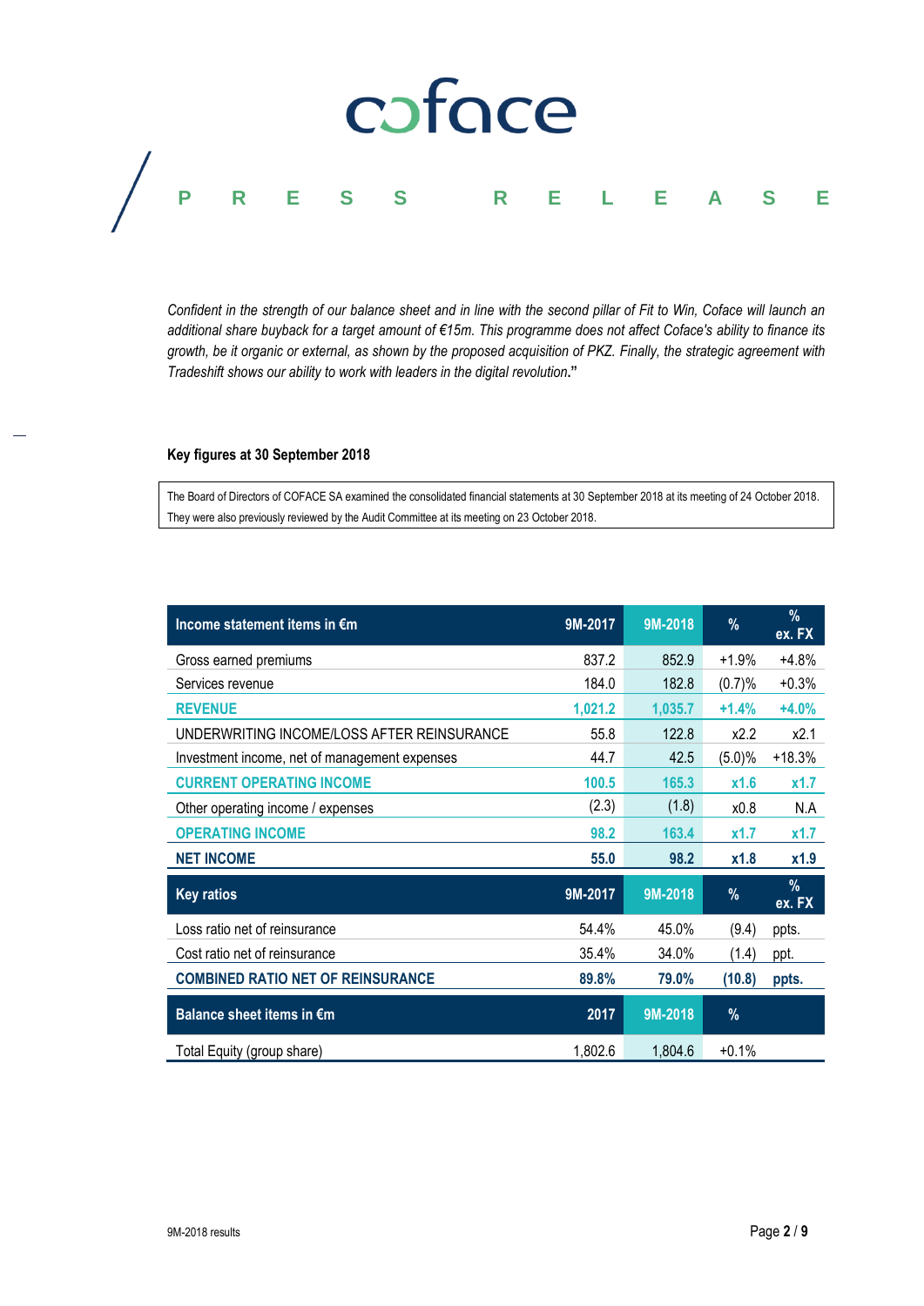*Confident in the strength of our balance sheet and in line with the second pillar of Fit to Win, Coface will launch an additional share buyback for a target amount of €15m. This programme does not affect Coface's ability to finance its growth, be it organic or external, as shown by the proposed acquisition of PKZ. Finally, the strategic agreement with Tradeshift shows our ability to work with leaders in the digital revolution*."

**Key figures at 30 September 2018**

The Board of Directors of COFACE SA examined the consolidated financial statements at 30 September 2018 at its meeting of 24 October 2018. They were also previously reviewed by the Audit Committee at its meeting on 23 October 2018.

| Income statement items in €m | 9M-2017 | 9M-2018 | % | % ex. FX |
|---|---|---|---|---|
| Gross earned premiums | 837.2 | 852.9 | +1.9% | +4.8% |
| Services revenue | 184.0 | 182.8 | (0.7)% | +0.3% |
| **REVENUE** | **1,021.2** | **1,035.7** | **+1.4%** | **+4.0%** |
| UNDERWRITING INCOME/LOSS AFTER REINSURANCE | 55.8 | 122.8 | x2.2 | x2.1 |
| Investment income, net of management expenses | 44.7 | 42.5 | (5.0)% | +18.3% |
| **CURRENT OPERATING INCOME** | **100.5** | **165.3** | **x1.6** | **x1.7** |
| Other operating income / expenses | (2.3) | (1.8) | x0.8 | N.A |
| **OPERATING INCOME** | **98.2** | **163.4** | **x1.7** | **x1.7** |
| **NET INCOME** | **55.0** | **98.2** | **x1.8** | **x1.9** |
| **Key ratios** | **9M-2017** | **9M-2018** | **%** | **% ex. FX** |
| Loss ratio net of reinsurance | 54.4% | 45.0% | (9.4) | ppts. |
| Cost ratio net of reinsurance | 35.4% | 34.0% | (1.4) | ppt. |
| **COMBINED RATIO NET OF REINSURANCE** | **89.8%** | **79.0%** | **(10.8)** | **ppts.** |
| **Balance sheet items in €m** | **2017** | **9M-2018** | **%** | |
| Total Equity (group share) | 1,802.6 | 1,804.6 | +0.1% | |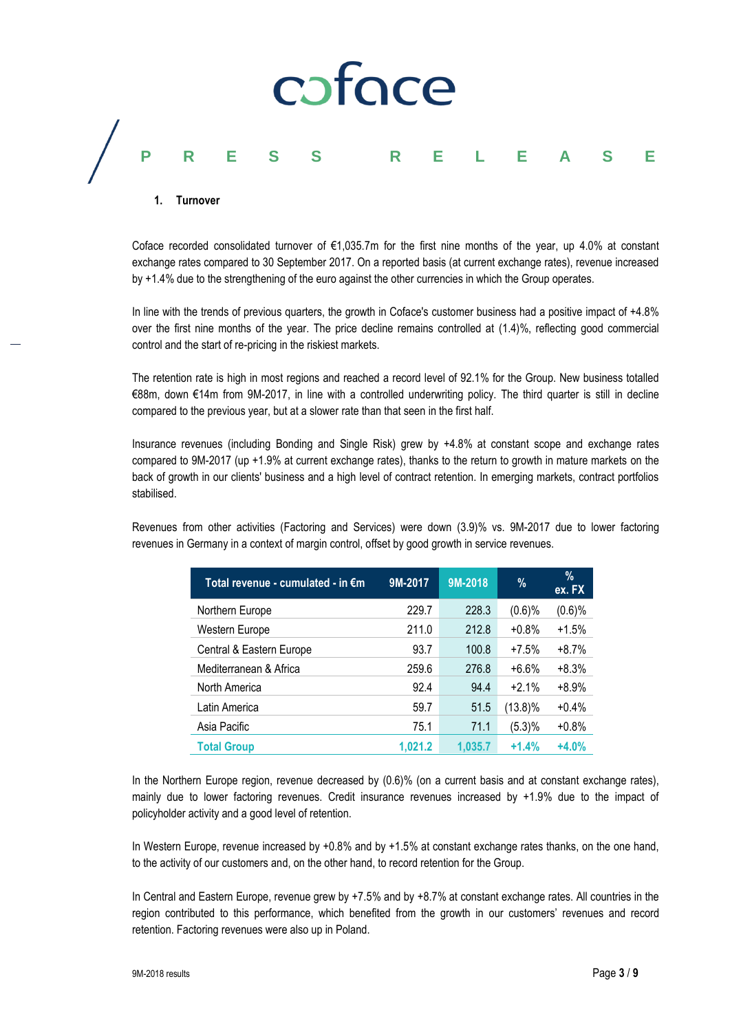## 1. Turnover

Coface recorded consolidated turnover of €1,035.7m for the first nine months of the year, up 4.0% at constant exchange rates compared to 30 September 2017. On a reported basis (at current exchange rates), revenue increased by +1.4% due to the strengthening of the euro against the other currencies in which the Group operates.

In line with the trends of previous quarters, the growth in Coface's customer business had a positive impact of +4.8% over the first nine months of the year. The price decline remains controlled at (1.4)%, reflecting good commercial control and the start of re-pricing in the riskiest markets.

The retention rate is high in most regions and reached a record level of 92.1% for the Group. New business totalled €88m, down €14m from 9M-2017, in line with a controlled underwriting policy. The third quarter is still in decline compared to the previous year, but at a slower rate than that seen in the first half.

Insurance revenues (including Bonding and Single Risk) grew by +4.8% at constant scope and exchange rates compared to 9M-2017 (up +1.9% at current exchange rates), thanks to the return to growth in mature markets on the back of growth in our clients' business and a high level of contract retention. In emerging markets, contract portfolios stabilised.

Revenues from other activities (Factoring and Services) were down (3.9)% vs. 9M-2017 due to lower factoring revenues in Germany in a context of margin control, offset by good growth in service revenues.

| Total revenue - cumulated - in €m | 9M-2017 | 9M-2018 | % | % ex. FX |
|---|---|---|---|---|
| Northern Europe | 229.7 | 228.3 | (0.6)% | (0.6)% |
| Western Europe | 211.0 | 212.8 | +0.8% | +1.5% |
| Central & Eastern Europe | 93.7 | 100.8 | +7.5% | +8.7% |
| Mediterranean & Africa | 259.6 | 276.8 | +6.6% | +8.3% |
| North America | 92.4 | 94.4 | +2.1% | +8.9% |
| Latin America | 59.7 | 51.5 | (13.8)% | +0.4% |
| Asia Pacific | 75.1 | 71.1 | (5.3)% | +0.8% |
| **Total Group** | **1,021.2** | **1,035.7** | **+1.4%** | **+4.0%** |

In the Northern Europe region, revenue decreased by (0.6)% (on a current basis and at constant exchange rates), mainly due to lower factoring revenues. Credit insurance revenues increased by +1.9% due to the impact of policyholder activity and a good level of retention.

In Western Europe, revenue increased by +0.8% and by +1.5% at constant exchange rates thanks, on the one hand, to the activity of our customers and, on the other hand, to record retention for the Group.

In Central and Eastern Europe, revenue grew by +7.5% and by +8.7% at constant exchange rates. All countries in the region contributed to this performance, which benefited from the growth in our customers' revenues and record retention. Factoring revenues were also up in Poland.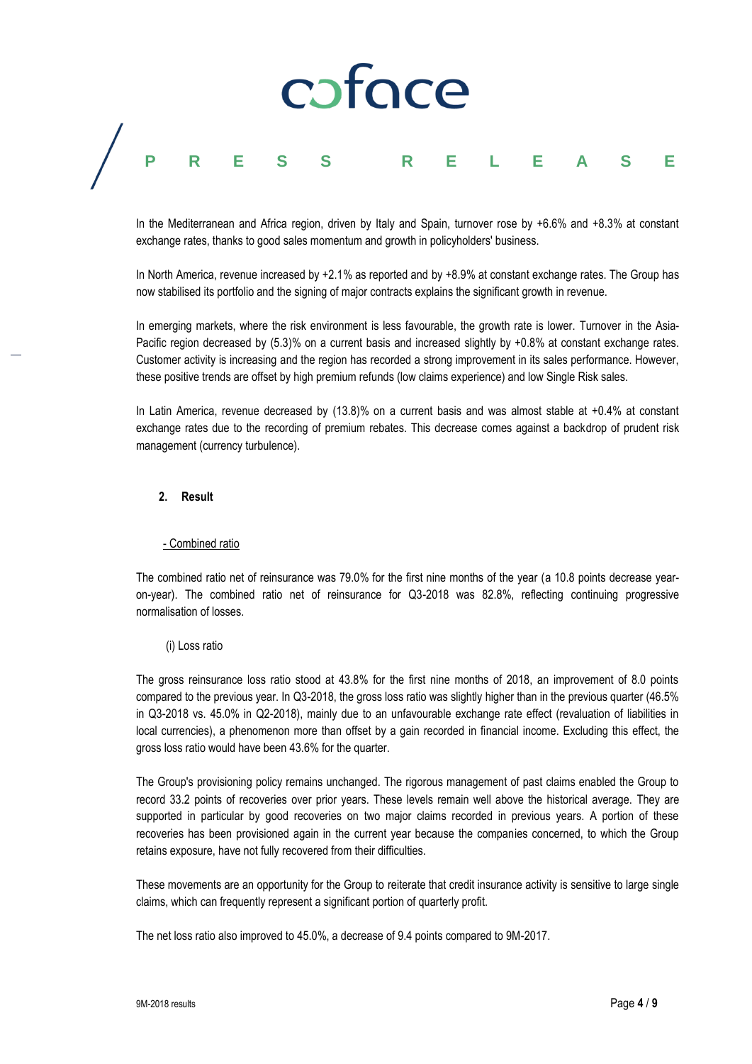In the Mediterranean and Africa region, driven by Italy and Spain, turnover rose by +6.6% and +8.3% at constant exchange rates, thanks to good sales momentum and growth in policyholders' business.

In North America, revenue increased by +2.1% as reported and by +8.9% at constant exchange rates. The Group has now stabilised its portfolio and the signing of major contracts explains the significant growth in revenue.

In emerging markets, where the risk environment is less favourable, the growth rate is lower. Turnover in the Asia-Pacific region decreased by (5.3)% on a current basis and increased slightly by +0.8% at constant exchange rates. Customer activity is increasing and the region has recorded a strong improvement in its sales performance. However, these positive trends are offset by high premium refunds (low claims experience) and low Single Risk sales.

In Latin America, revenue decreased by (13.8)% on a current basis and was almost stable at +0.4% at constant exchange rates due to the recording of premium rebates. This decrease comes against a backdrop of prudent risk management (currency turbulence).

## 2. Result

### - Combined ratio

The combined ratio net of reinsurance was 79.0% for the first nine months of the year (a 10.8 points decrease year-on-year). The combined ratio net of reinsurance for Q3-2018 was 82.8%, reflecting continuing progressive normalisation of losses.

(i) Loss ratio

The gross reinsurance loss ratio stood at 43.8% for the first nine months of 2018, an improvement of 8.0 points compared to the previous year. In Q3-2018, the gross loss ratio was slightly higher than in the previous quarter (46.5% in Q3-2018 vs. 45.0% in Q2-2018), mainly due to an unfavourable exchange rate effect (revaluation of liabilities in local currencies), a phenomenon more than offset by a gain recorded in financial income. Excluding this effect, the gross loss ratio would have been 43.6% for the quarter.

The Group's provisioning policy remains unchanged. The rigorous management of past claims enabled the Group to record 33.2 points of recoveries over prior years. These levels remain well above the historical average. They are supported in particular by good recoveries on two major claims recorded in previous years. A portion of these recoveries has been provisioned again in the current year because the companies concerned, to which the Group retains exposure, have not fully recovered from their difficulties.

These movements are an opportunity for the Group to reiterate that credit insurance activity is sensitive to large single claims, which can frequently represent a significant portion of quarterly profit.

The net loss ratio also improved to 45.0%, a decrease of 9.4 points compared to 9M-2017.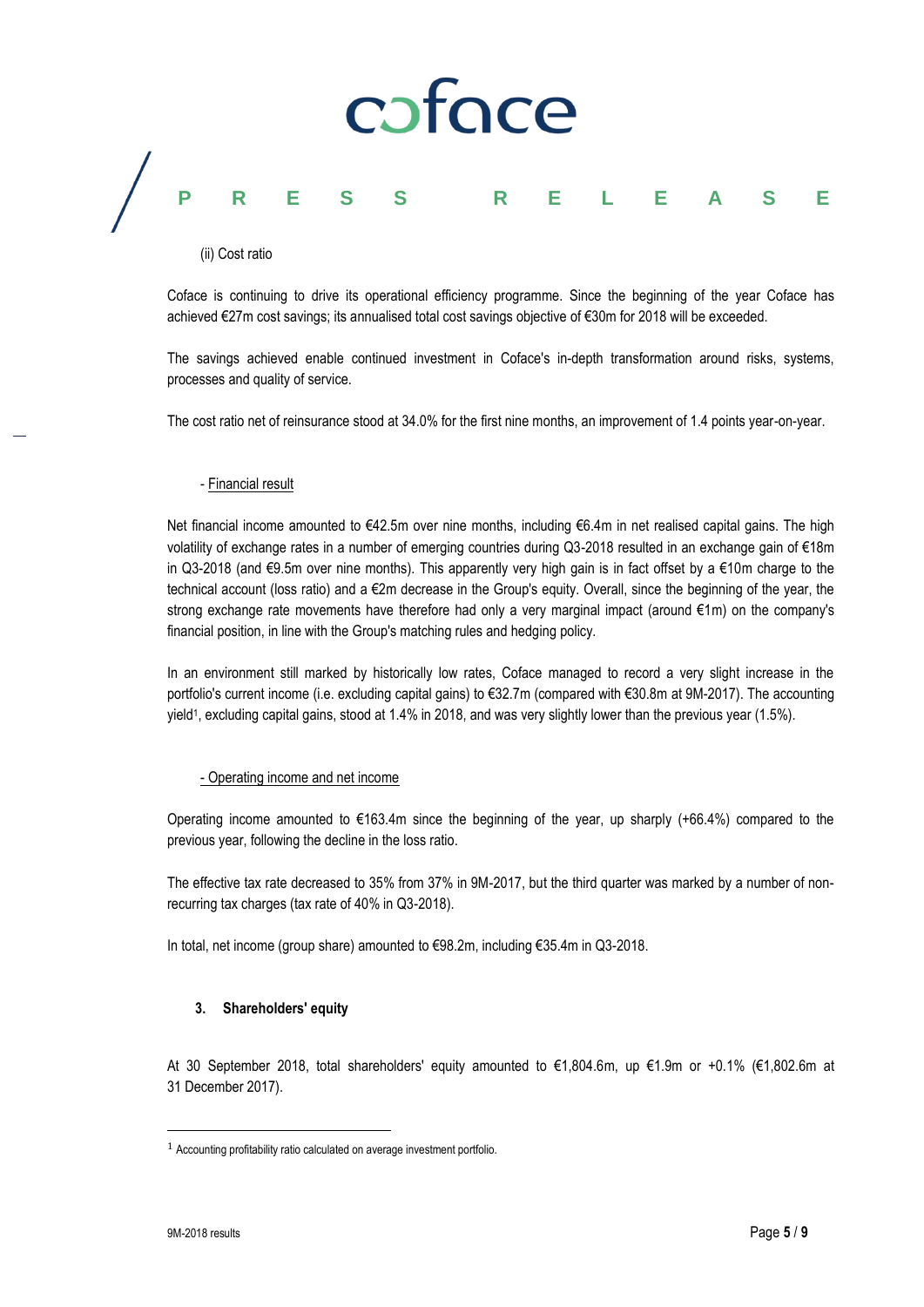(ii) Cost ratio

Coface is continuing to drive its operational efficiency programme. Since the beginning of the year Coface has achieved €27m cost savings; its annualised total cost savings objective of €30m for 2018 will be exceeded.

The savings achieved enable continued investment in Coface's in-depth transformation around risks, systems, processes and quality of service.

The cost ratio net of reinsurance stood at 34.0% for the first nine months, an improvement of 1.4 points year-on-year.

- Financial result

Net financial income amounted to €42.5m over nine months, including €6.4m in net realised capital gains. The high volatility of exchange rates in a number of emerging countries during Q3-2018 resulted in an exchange gain of €18m in Q3-2018 (and €9.5m over nine months). This apparently very high gain is in fact offset by a €10m charge to the technical account (loss ratio) and a €2m decrease in the Group's equity. Overall, since the beginning of the year, the strong exchange rate movements have therefore had only a very marginal impact (around €1m) on the company's financial position, in line with the Group's matching rules and hedging policy.

In an environment still marked by historically low rates, Coface managed to record a very slight increase in the portfolio's current income (i.e. excluding capital gains) to €32.7m (compared with €30.8m at 9M-2017). The accounting yield[1], excluding capital gains, stood at 1.4% in 2018, and was very slightly lower than the previous year (1.5%).

- Operating income and net income

Operating income amounted to €163.4m since the beginning of the year, up sharply (+66.4%) compared to the previous year, following the decline in the loss ratio.

The effective tax rate decreased to 35% from 37% in 9M-2017, but the third quarter was marked by a number of non-recurring tax charges (tax rate of 40% in Q3-2018).

In total, net income (group share) amounted to €98.2m, including €35.4m in Q3-2018.

### 3. Shareholders' equity

At 30 September 2018, total shareholders' equity amounted to €1,804.6m, up €1.9m or +0.1% (€1,802.6m at 31 December 2017).

[1] Accounting profitability ratio calculated on average investment portfolio.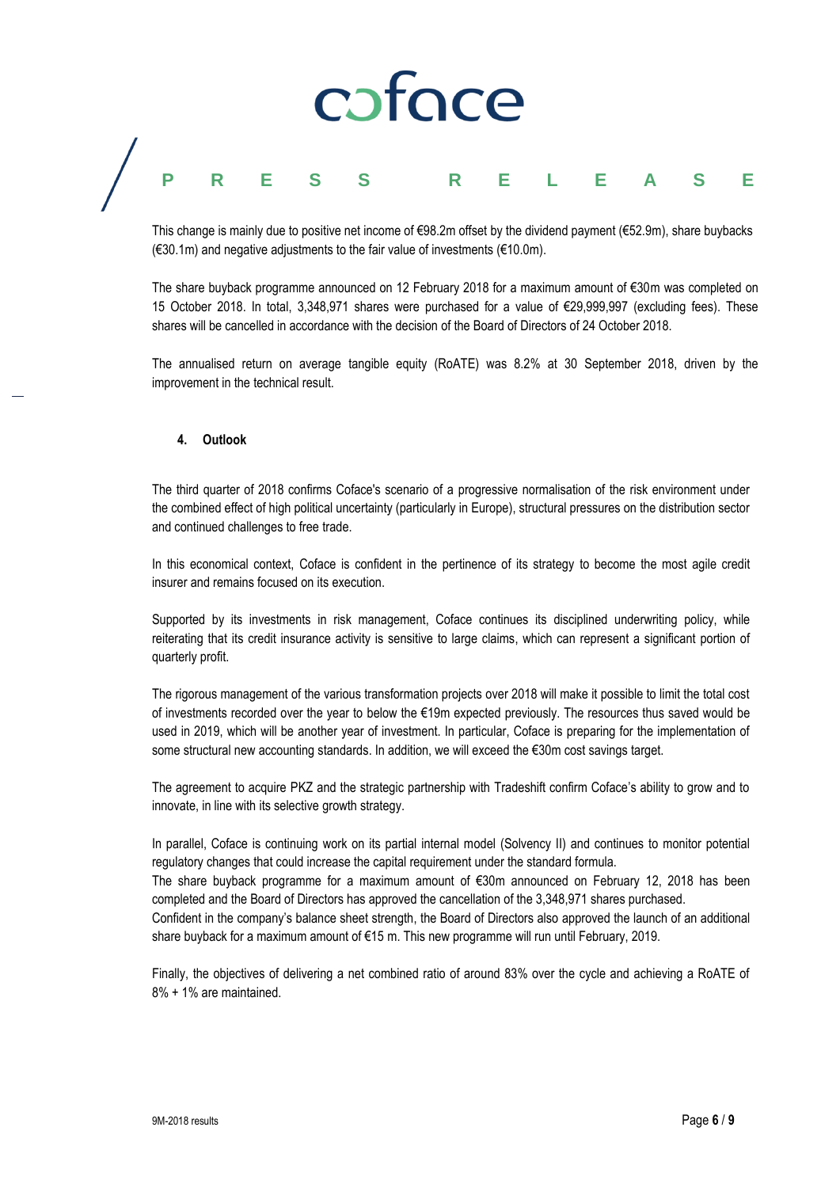This change is mainly due to positive net income of €98.2m offset by the dividend payment (€52.9m), share buybacks (€30.1m) and negative adjustments to the fair value of investments (€10.0m).

The share buyback programme announced on 12 February 2018 for a maximum amount of €30m was completed on 15 October 2018. In total, 3,348,971 shares were purchased for a value of €29,999,997 (excluding fees). These shares will be cancelled in accordance with the decision of the Board of Directors of 24 October 2018.

The annualised return on average tangible equity (RoATE) was 8.2% at 30 September 2018, driven by the improvement in the technical result.

## 4. Outlook

The third quarter of 2018 confirms Coface's scenario of a progressive normalisation of the risk environment under the combined effect of high political uncertainty (particularly in Europe), structural pressures on the distribution sector and continued challenges to free trade.

In this economical context, Coface is confident in the pertinence of its strategy to become the most agile credit insurer and remains focused on its execution.

Supported by its investments in risk management, Coface continues its disciplined underwriting policy, while reiterating that its credit insurance activity is sensitive to large claims, which can represent a significant portion of quarterly profit.

The rigorous management of the various transformation projects over 2018 will make it possible to limit the total cost of investments recorded over the year to below the €19m expected previously. The resources thus saved would be used in 2019, which will be another year of investment. In particular, Coface is preparing for the implementation of some structural new accounting standards. In addition, we will exceed the €30m cost savings target.

The agreement to acquire PKZ and the strategic partnership with Tradeshift confirm Coface's ability to grow and to innovate, in line with its selective growth strategy.

In parallel, Coface is continuing work on its partial internal model (Solvency II) and continues to monitor potential regulatory changes that could increase the capital requirement under the standard formula.
The share buyback programme for a maximum amount of €30m announced on February 12, 2018 has been completed and the Board of Directors has approved the cancellation of the 3,348,971 shares purchased.
Confident in the company's balance sheet strength, the Board of Directors also approved the launch of an additional share buyback for a maximum amount of €15 m. This new programme will run until February, 2019.

Finally, the objectives of delivering a net combined ratio of around 83% over the cycle and achieving a RoATE of 8% + 1% are maintained.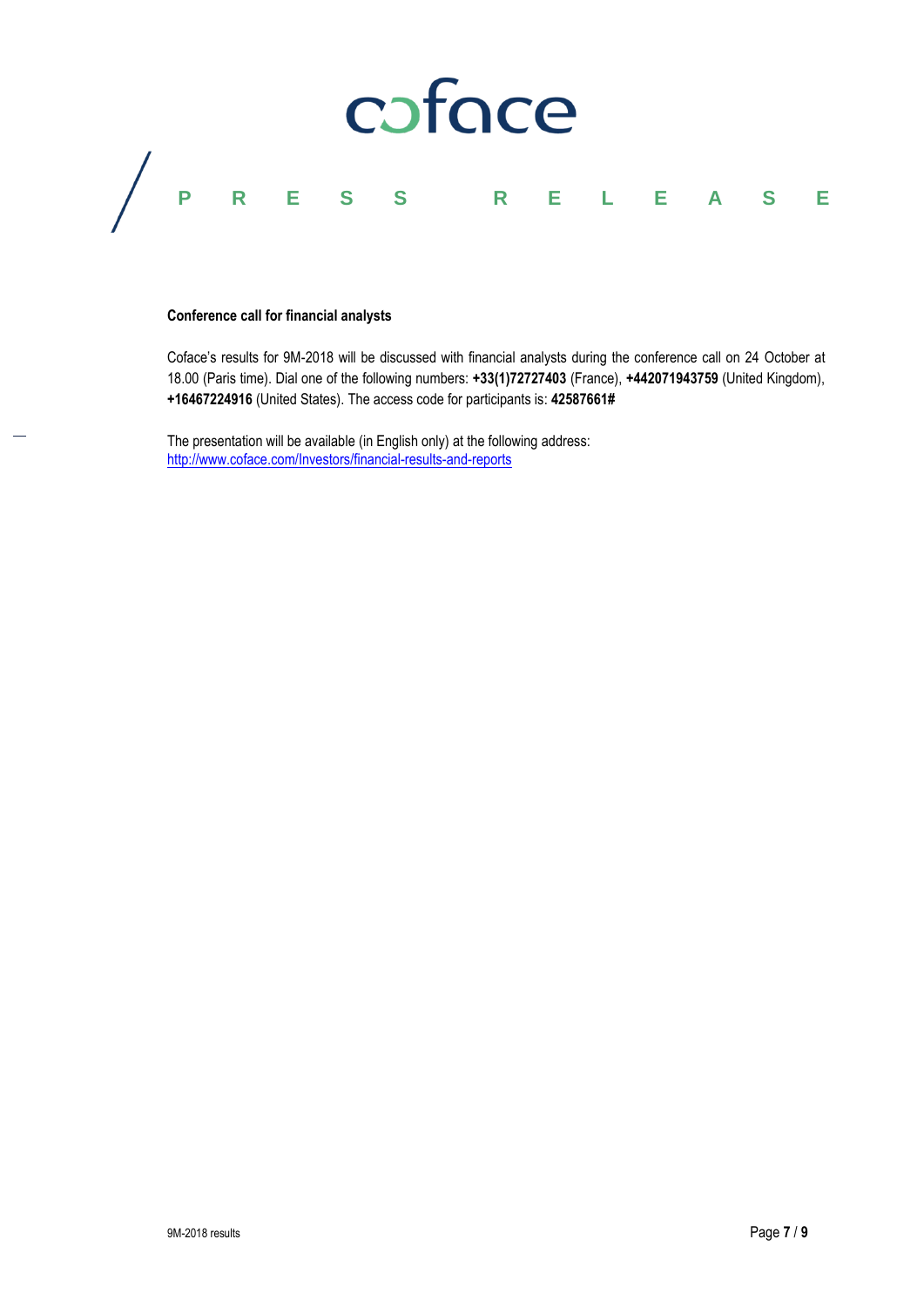**Conference call for financial analysts**

Coface's results for 9M-2018 will be discussed with financial analysts during the conference call on 24 October at 18.00 (Paris time). Dial one of the following numbers: **+33(1)72727403** (France), **+442071943759** (United Kingdom), **+16467224916** (United States). The access code for participants is: **42587661#**

The presentation will be available (in English only) at the following address:
[http://www.coface.com/Investors/financial-results-and-reports](http://www.coface.com/Investors/financial-results-and-reports)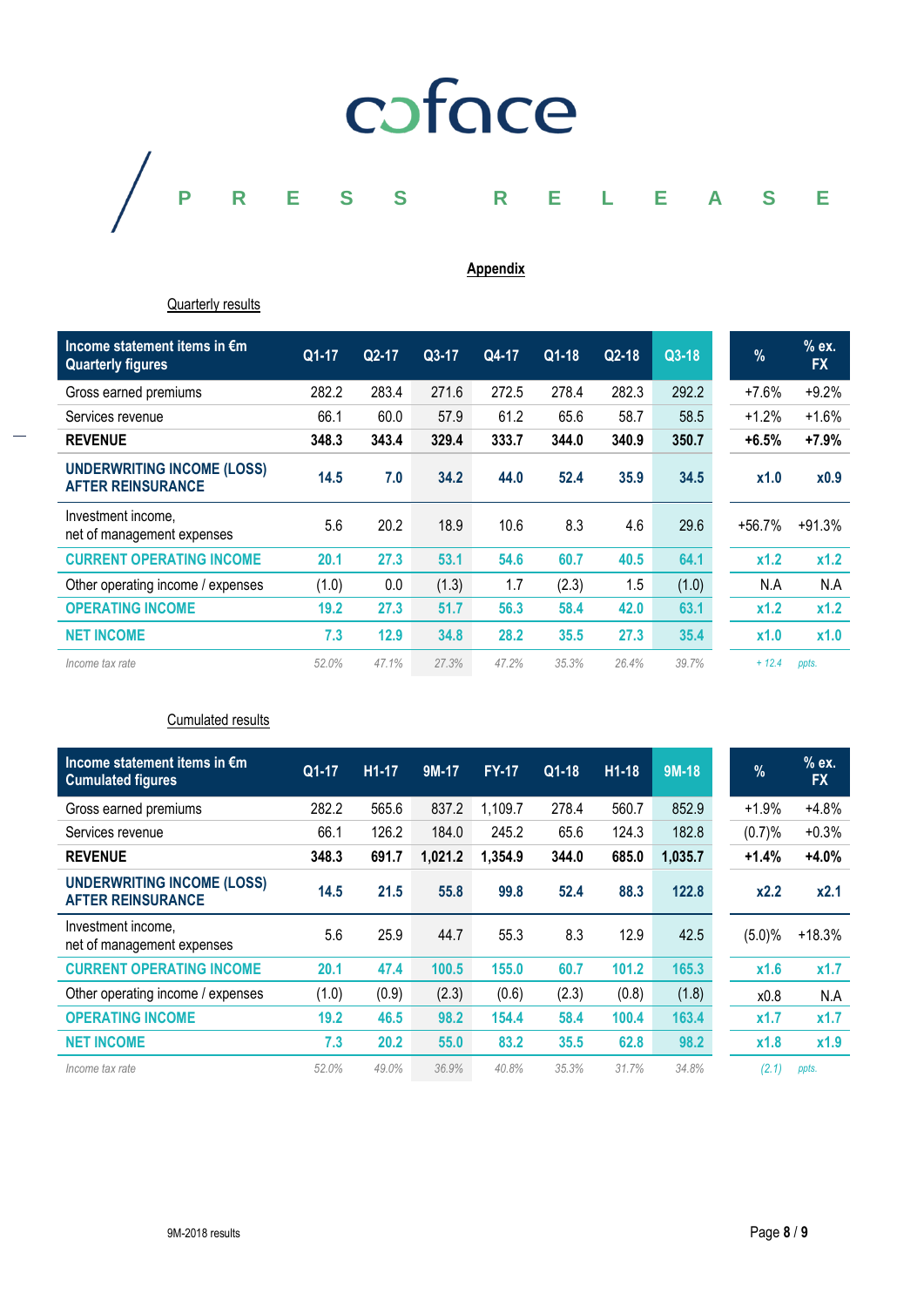coface

PRESS RELEASE

## Appendix

### Quarterly results

| Income statement items in €m Quarterly figures | Q1-17 | Q2-17 | Q3-17 | Q4-17 | Q1-18 | Q2-18 | Q3-18 | % | % ex. FX |
|---|---|---|---|---|---|---|---|---|---|
| Gross earned premiums | 282.2 | 283.4 | 271.6 | 272.5 | 278.4 | 282.3 | 292.2 | +7.6% | +9.2% |
| Services revenue | 66.1 | 60.0 | 57.9 | 61.2 | 65.6 | 58.7 | 58.5 | +1.2% | +1.6% |
| **REVENUE** | **348.3** | **343.4** | **329.4** | **333.7** | **344.0** | **340.9** | **350.7** | **+6.5%** | **+7.9%** |
| **UNDERWRITING INCOME (LOSS) AFTER REINSURANCE** | **14.5** | **7.0** | **34.2** | **44.0** | **52.4** | **35.9** | **34.5** | **x1.0** | **x0.9** |
| Investment income, net of management expenses | 5.6 | 20.2 | 18.9 | 10.6 | 8.3 | 4.6 | 29.6 | +56.7% | +91.3% |
| **CURRENT OPERATING INCOME** | **20.1** | **27.3** | **53.1** | **54.6** | **60.7** | **40.5** | **64.1** | **x1.2** | **x1.2** |
| Other operating income / expenses | (1.0) | 0.0 | (1.3) | 1.7 | (2.3) | 1.5 | (1.0) | N.A | N.A |
| **OPERATING INCOME** | **19.2** | **27.3** | **51.7** | **56.3** | **58.4** | **42.0** | **63.1** | **x1.2** | **x1.2** |
| **NET INCOME** | **7.3** | **12.9** | **34.8** | **28.2** | **35.5** | **27.3** | **35.4** | **x1.0** | **x1.0** |
| *Income tax rate* | *52.0%* | *47.1%* | *27.3%* | *47.2%* | *35.3%* | *26.4%* | *39.7%* | *+ 12.4* | *ppts.* |

### Cumulated results

| Income statement items in €m Cumulated figures | Q1-17 | H1-17 | 9M-17 | FY-17 | Q1-18 | H1-18 | 9M-18 | % | % ex. FX |
|---|---|---|---|---|---|---|---|---|---|
| Gross earned premiums | 282.2 | 565.6 | 837.2 | 1,109.7 | 278.4 | 560.7 | 852.9 | +1.9% | +4.8% |
| Services revenue | 66.1 | 126.2 | 184.0 | 245.2 | 65.6 | 124.3 | 182.8 | (0.7)% | +0.3% |
| **REVENUE** | **348.3** | **691.7** | **1,021.2** | **1,354.9** | **344.0** | **685.0** | **1,035.7** | **+1.4%** | **+4.0%** |
| **UNDERWRITING INCOME (LOSS) AFTER REINSURANCE** | **14.5** | **21.5** | **55.8** | **99.8** | **52.4** | **88.3** | **122.8** | **x2.2** | **x2.1** |
| Investment income, net of management expenses | 5.6 | 25.9 | 44.7 | 55.3 | 8.3 | 12.9 | 42.5 | (5.0)% | +18.3% |
| **CURRENT OPERATING INCOME** | **20.1** | **47.4** | **100.5** | **155.0** | **60.7** | **101.2** | **165.3** | **x1.6** | **x1.7** |
| Other operating income / expenses | (1.0) | (0.9) | (2.3) | (0.6) | (2.3) | (0.8) | (1.8) | x0.8 | N.A |
| **OPERATING INCOME** | **19.2** | **46.5** | **98.2** | **154.4** | **58.4** | **100.4** | **163.4** | **x1.7** | **x1.7** |
| **NET INCOME** | **7.3** | **20.2** | **55.0** | **83.2** | **35.5** | **62.8** | **98.2** | **x1.8** | **x1.9** |
| *Income tax rate* | *52.0%* | *49.0%* | *36.9%* | *40.8%* | *35.3%* | *31.7%* | *34.8%* | *(2.1)* | *ppts.* |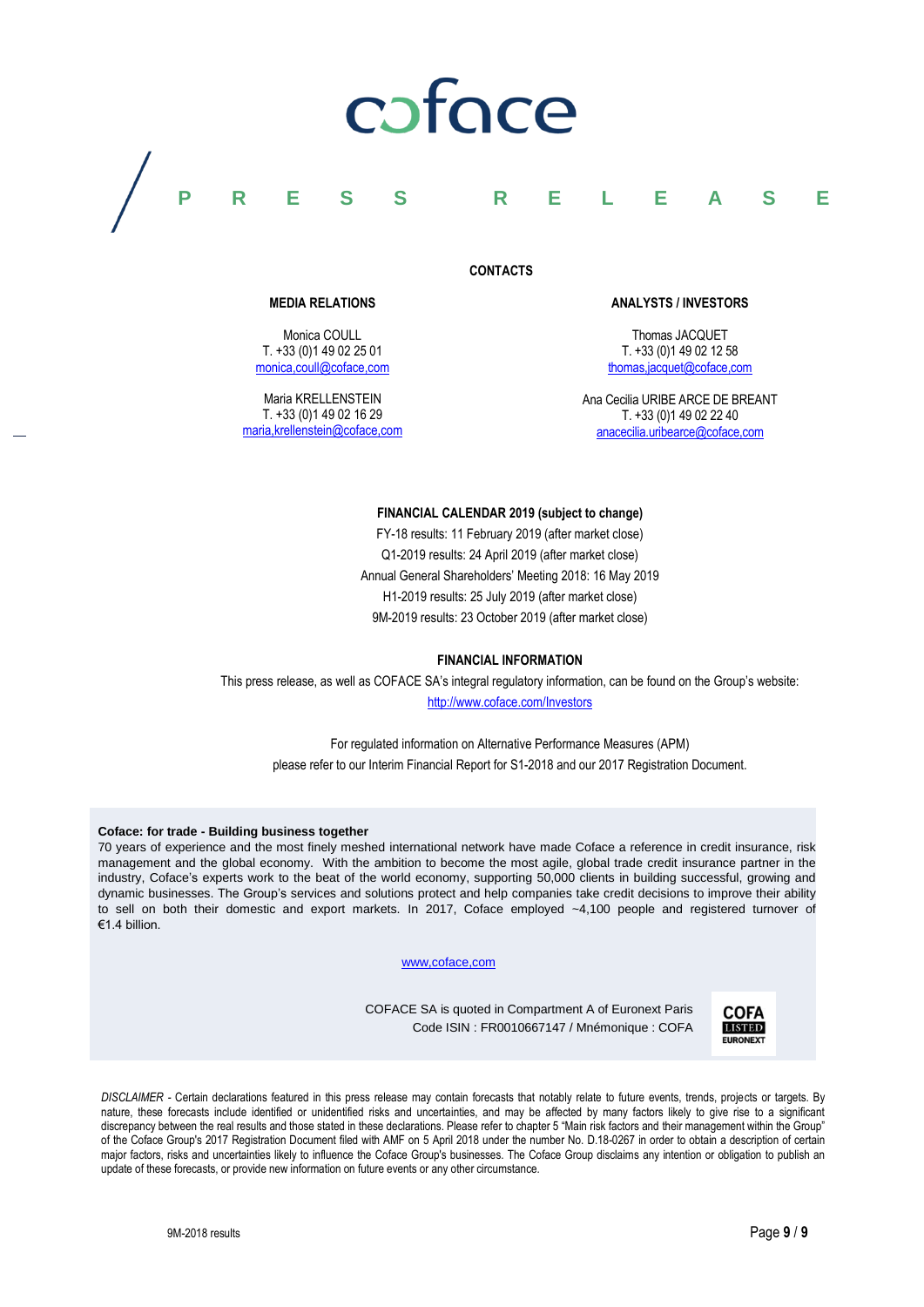# PRESS RELEASE

## CONTACTS

**MEDIA RELATIONS**

Monica COULL
T. +33 (0)1 49 02 25 01
monica.coull@coface.com

Maria KRELLENSTEIN
T. +33 (0)1 49 02 16 29
maria.krellenstein@coface.com

**ANALYSTS / INVESTORS**

Thomas JACQUET
T. +33 (0)1 49 02 12 58
thomas.jacquet@coface.com

Ana Cecilia URIBE ARCE DE BREANT
T. +33 (0)1 49 02 22 40
anacecilia.uribearce@coface.com

**FINANCIAL CALENDAR 2019 (subject to change)**

FY-18 results: 11 February 2019 (after market close)
Q1-2019 results: 24 April 2019 (after market close)
Annual General Shareholders' Meeting 2018: 16 May 2019
H1-2019 results: 25 July 2019 (after market close)
9M-2019 results: 23 October 2019 (after market close)

**FINANCIAL INFORMATION**

This press release, as well as COFACE SA's integral regulatory information, can be found on the Group's website:
http://www.coface.com/Investors

For regulated information on Alternative Performance Measures (APM)
please refer to our Interim Financial Report for S1-2018 and our 2017 Registration Document.

**Coface: for trade - Building business together**
70 years of experience and the most finely meshed international network have made Coface a reference in credit insurance, risk management and the global economy. With the ambition to become the most agile, global trade credit insurance partner in the industry, Coface's experts work to the beat of the world economy, supporting 50,000 clients in building successful, growing and dynamic businesses. The Group's services and solutions protect and help companies take credit decisions to improve their ability to sell on both their domestic and export markets. In 2017, Coface employed ~4,100 people and registered turnover of €1.4 billion.

www.coface.com

COFACE SA is quoted in Compartment A of Euronext Paris
Code ISIN : FR0010667147 / Mnémonique : COFA

COFA LISTED EURONEXT

*DISCLAIMER* - Certain declarations featured in this press release may contain forecasts that notably relate to future events, trends, projects or targets. By nature, these forecasts include identified or unidentified risks and uncertainties, and may be affected by many factors likely to give rise to a significant discrepancy between the real results and those stated in these declarations. Please refer to chapter 5 "Main risk factors and their management within the Group" of the Coface Group's 2017 Registration Document filed with AMF on 5 April 2018 under the number No. D.18-0267 in order to obtain a description of certain major factors, risks and uncertainties likely to influence the Coface Group's businesses. The Coface Group disclaims any intention or obligation to publish an update of these forecasts, or provide new information on future events or any other circumstance.